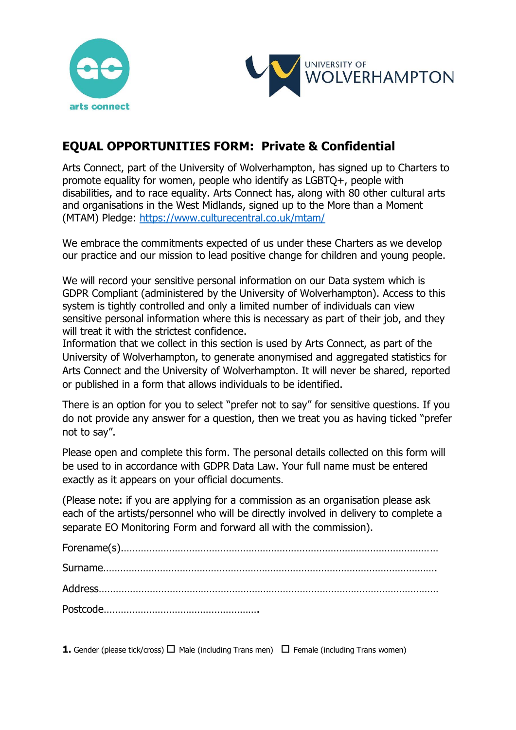# EQUAL OPPORTUNITIES FORM: Private & Confidential

Arts Connect, part of the University of Wolverhampton, has signed up to Charters to promote equality for women, people who identify as LGBTQ+, people with disabilities, and to race equality. Arts Connect has, along with 80 other cultural arts and organisations in the West Midlands, signed up to the More than a Moment (MTAM) Pledge: https://www.culturecentral.co.uk/mtam/

We embrace the commitments expected of us under these Charters as we develop our practice and our mission to lead positive change for children and young people.

We will record your sensitive personal information on our Data system which is GDPR Compliant (administered by the University of Wolverhampton). Access to this system is tightly controlled and only a limited number of individuals can view sensitive personal information where this is necessary as part of their job, and they will treat it with the strictest confidence.
Information that we collect in this section is used by Arts Connect, as part of the University of Wolverhampton, to generate anonymised and aggregated statistics for Arts Connect and the University of Wolverhampton. It will never be shared, reported or published in a form that allows individuals to be identified.

There is an option for you to select "prefer not to say" for sensitive questions. If you do not provide any answer for a question, then we treat you as having ticked "prefer not to say".

Please open and complete this form. The personal details collected on this form will be used to in accordance with GDPR Data Law. Your full name must be entered exactly as it appears on your official documents.

(Please note: if you are applying for a commission as an organisation please ask each of the artists/personnel who will be directly involved in delivery to complete a separate EO Monitoring Form and forward all with the commission).

Forename(s)……………………………………………………………………………………………

Surname…………………………………………………………………………………………………

Address…………………………………………………………………………………………………

Postcode……………………………………………….

**1.** Gender (please tick/cross) ☐ Male (including Trans men) ☐ Female (including Trans women)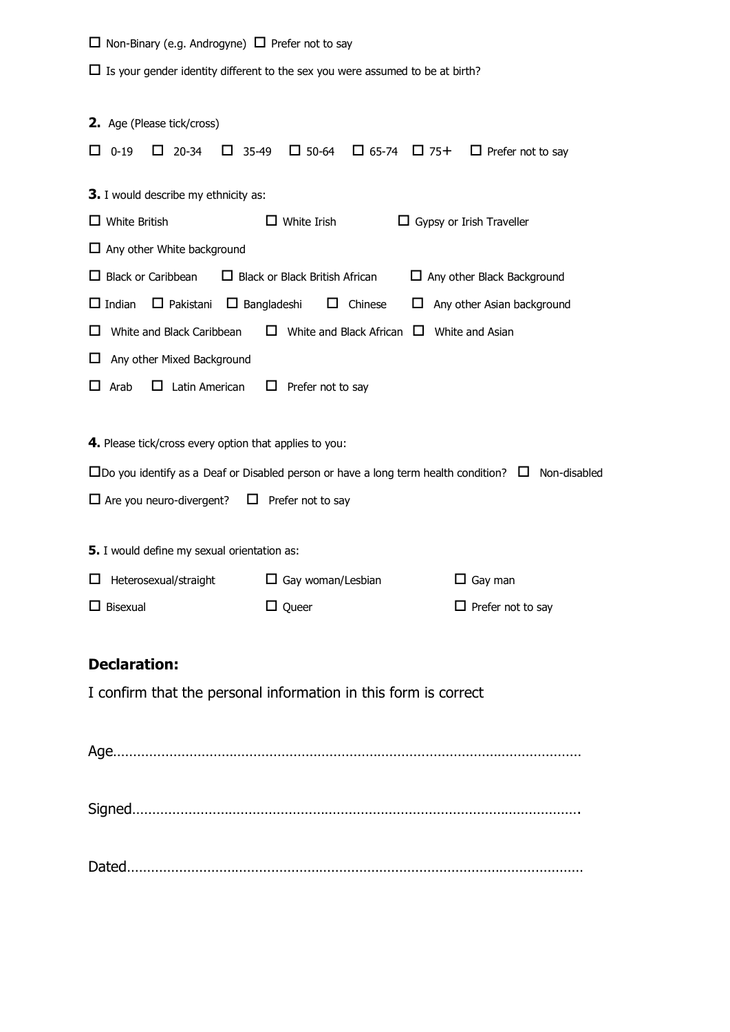☐ Non-Binary (e.g. Androgyne) ☐ Prefer not to say

☐ Is your gender identity different to the sex you were assumed to be at birth?

**2.** Age (Please tick/cross)

☐ 0-19 ☐ 20-34 ☐ 35-49 ☐ 50-64 ☐ 65-74 ☐ 75+ ☐ Prefer not to say

**3.** I would describe my ethnicity as:

☐ White British ☐ White Irish ☐ Gypsy or Irish Traveller

☐ Any other White background

☐ Black or Caribbean ☐ Black or Black British African ☐ Any other Black Background

☐ Indian ☐ Pakistani ☐ Bangladeshi ☐ Chinese ☐ Any other Asian background

☐ White and Black Caribbean ☐ White and Black African ☐ White and Asian

☐ Any other Mixed Background

☐ Arab ☐ Latin American ☐ Prefer not to say

**4.** Please tick/cross every option that applies to you:

☐ Do you identify as a Deaf or Disabled person or have a long term health condition? ☐ Non-disabled

☐ Are you neuro-divergent? ☐ Prefer not to say

**5.** I would define my sexual orientation as:

☐ Heterosexual/straight ☐ Gay woman/Lesbian ☐ Gay man

☐ Bisexual ☐ Queer ☐ Prefer not to say

## Declaration:

I confirm that the personal information in this form is correct

Age.......................................................................................................................

Signed...................................................................................................................

Dated.....................................................................................................................